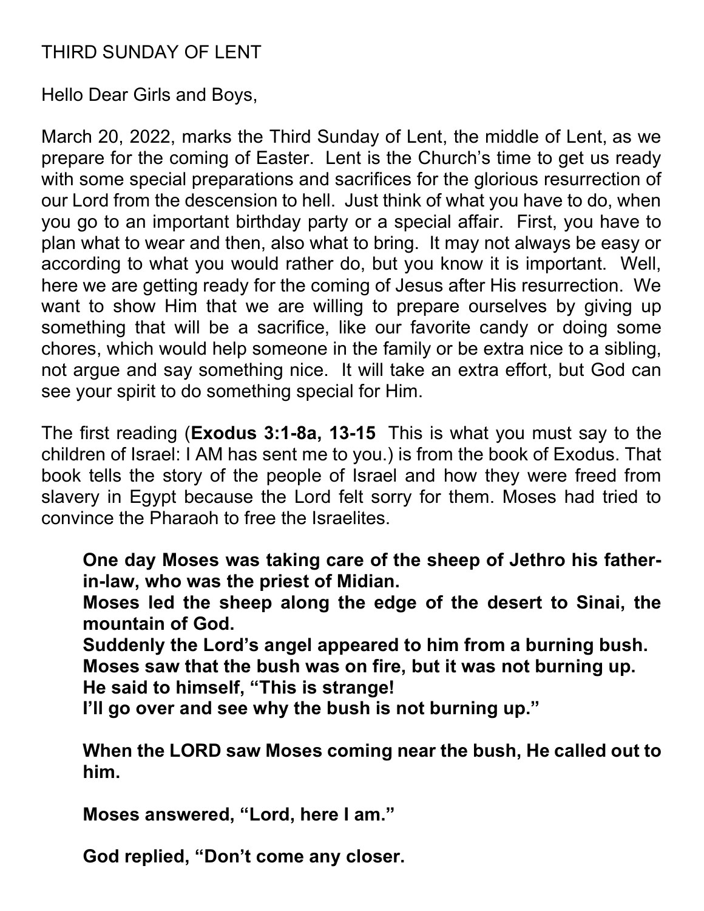THIRD SUNDAY OF LENT

Hello Dear Girls and Boys,

March 20, 2022, marks the Third Sunday of Lent, the middle of Lent, as we prepare for the coming of Easter. Lent is the Church's time to get us ready with some special preparations and sacrifices for the glorious resurrection of our Lord from the descension to hell. Just think of what you have to do, when you go to an important birthday party or a special affair. First, you have to plan what to wear and then, also what to bring. It may not always be easy or according to what you would rather do, but you know it is important. Well, here we are getting ready for the coming of Jesus after His resurrection. We want to show Him that we are willing to prepare ourselves by giving up something that will be a sacrifice, like our favorite candy or doing some chores, which would help someone in the family or be extra nice to a sibling, not argue and say something nice. It will take an extra effort, but God can see your spirit to do something special for Him.

The first reading (**Exodus 3:1-8a, 13-15** This is what you must say to the children of Israel: I AM has sent me to you.) is from the book of Exodus. That book tells the story of the people of Israel and how they were freed from slavery in Egypt because the Lord felt sorry for them. Moses had tried to convince the Pharaoh to free the Israelites.

> **One day Moses was taking care of the sheep of Jethro his father-in-law, who was the priest of Midian.**
> **Moses led the sheep along the edge of the desert to Sinai, the mountain of God.**
> **Suddenly the Lord's angel appeared to him from a burning bush.**
> **Moses saw that the bush was on fire, but it was not burning up.**
> **He said to himself, "This is strange!**
> **I'll go over and see why the bush is not burning up."**
>
> **When the LORD saw Moses coming near the bush, He called out to him.**
>
> **Moses answered, "Lord, here I am."**
>
> **God replied, "Don't come any closer.**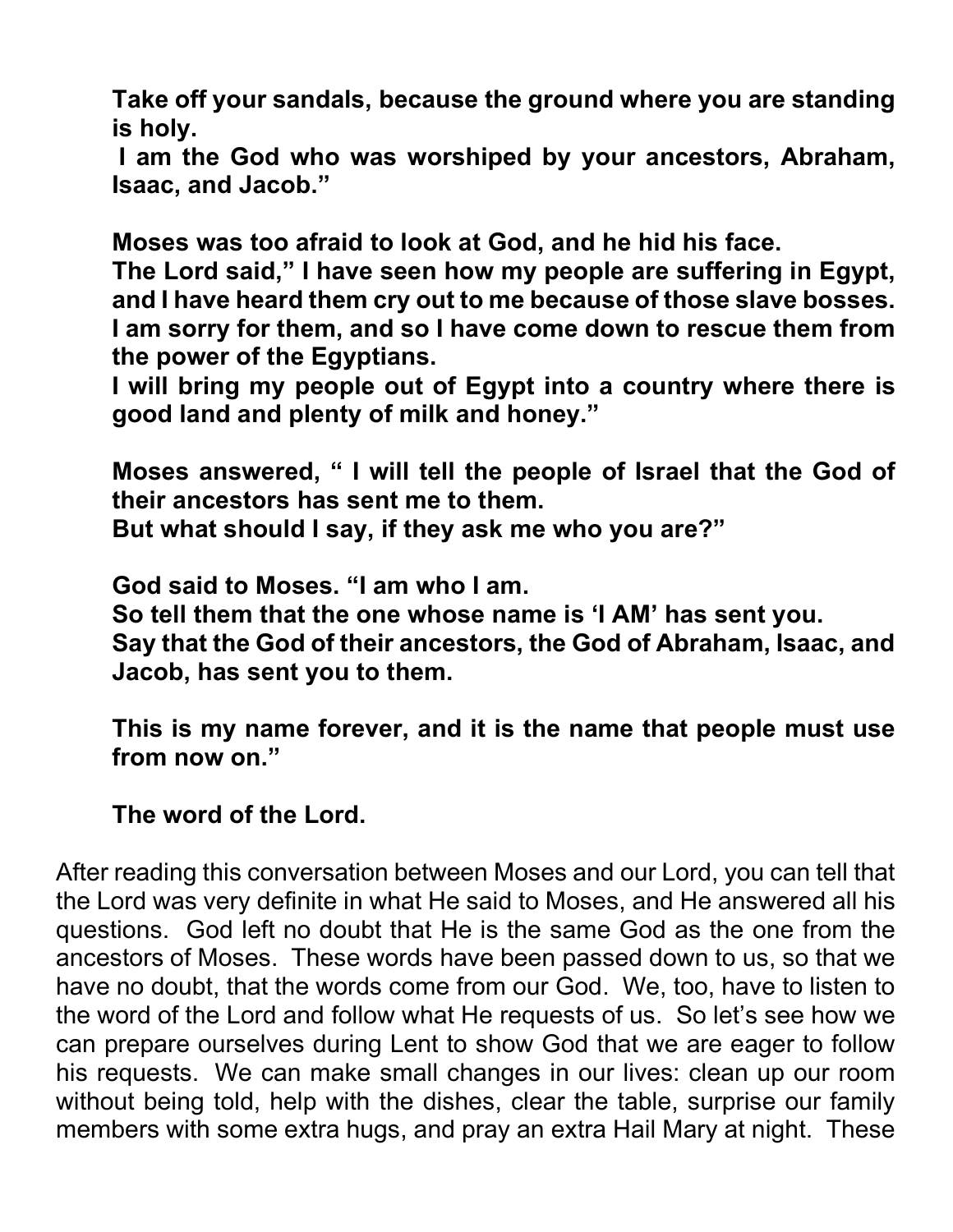**Take off your sandals, because the ground where you are standing is holy.**
**I am the God who was worshiped by your ancestors, Abraham, Isaac, and Jacob."**

**Moses was too afraid to look at God, and he hid his face.**
**The Lord said," I have seen how my people are suffering in Egypt, and I have heard them cry out to me because of those slave bosses. I am sorry for them, and so I have come down to rescue them from the power of the Egyptians.**
**I will bring my people out of Egypt into a country where there is good land and plenty of milk and honey."**

**Moses answered, " I will tell the people of Israel that the God of their ancestors has sent me to them.**
**But what should I say, if they ask me who you are?"**

**God said to Moses. "I am who I am.**
**So tell them that the one whose name is 'I AM' has sent you.**
**Say that the God of their ancestors, the God of Abraham, Isaac, and Jacob, has sent you to them.**

**This is my name forever, and it is the name that people must use from now on."**

**The word of the Lord.**

After reading this conversation between Moses and our Lord, you can tell that the Lord was very definite in what He said to Moses, and He answered all his questions. God left no doubt that He is the same God as the one from the ancestors of Moses. These words have been passed down to us, so that we have no doubt, that the words come from our God. We, too, have to listen to the word of the Lord and follow what He requests of us. So let's see how we can prepare ourselves during Lent to show God that we are eager to follow his requests. We can make small changes in our lives: clean up our room without being told, help with the dishes, clear the table, surprise our family members with some extra hugs, and pray an extra Hail Mary at night. These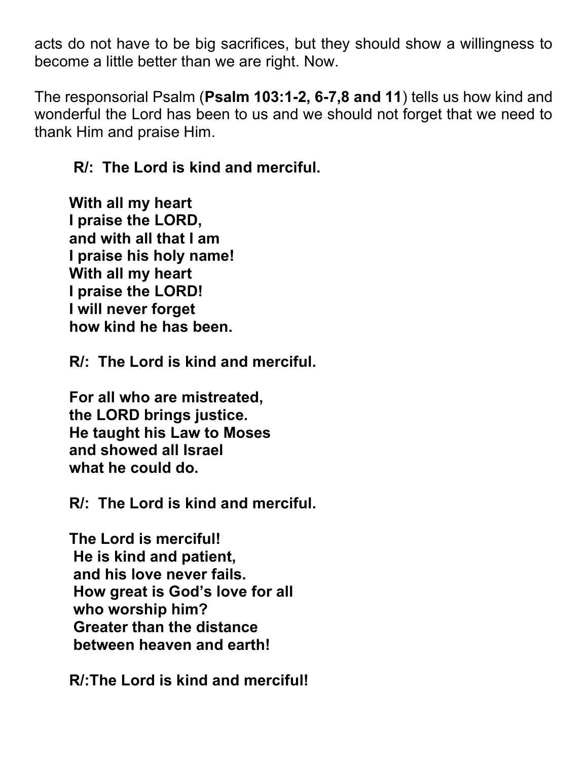acts do not have to be big sacrifices, but they should show a willingness to become a little better than we are right. Now.

The responsorial Psalm (**Psalm 103:1-2, 6-7,8 and 11**) tells us how kind and wonderful the Lord has been to us and we should not forget that we need to thank Him and praise Him.

**R/: The Lord is kind and merciful.**

**With all my heart**  
**I praise the LORD,**  
**and with all that I am**  
**I praise his holy name!**  
**With all my heart**  
**I praise the LORD!**  
**I will never forget**  
**how kind he has been.**

**R/: The Lord is kind and merciful.**

**For all who are mistreated,**  
**the LORD brings justice.**  
**He taught his Law to Moses**  
**and showed all Israel**  
**what he could do.**

**R/: The Lord is kind and merciful.**

**The Lord is merciful!**  
**He is kind and patient,**  
**and his love never fails.**  
**How great is God's love for all**  
**who worship him?**  
**Greater than the distance**  
**between heaven and earth!**

**R/:The Lord is kind and merciful!**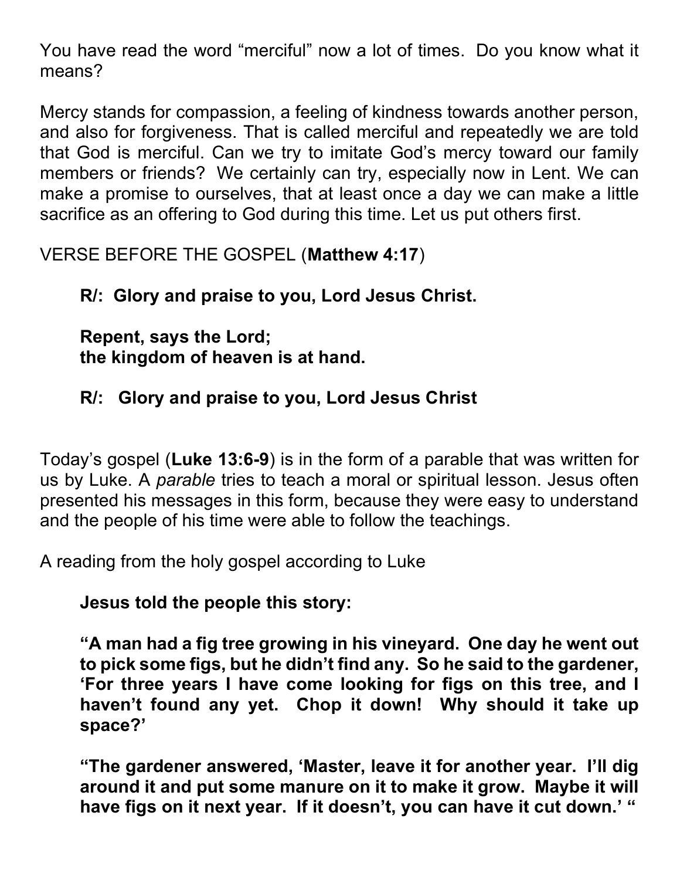You have read the word “merciful” now a lot of times. Do you know what it means?

Mercy stands for compassion, a feeling of kindness towards another person, and also for forgiveness. That is called merciful and repeatedly we are told that God is merciful. Can we try to imitate God’s mercy toward our family members or friends? We certainly can try, especially now in Lent. We can make a promise to ourselves, that at least once a day we can make a little sacrifice as an offering to God during this time. Let us put others first.

VERSE BEFORE THE GOSPEL (**Matthew 4:17**)

> **R/: Glory and praise to you, Lord Jesus Christ.**
>
> **Repent, says the Lord;**
> **the kingdom of heaven is at hand.**
>
> **R/: Glory and praise to you, Lord Jesus Christ**

Today’s gospel (**Luke 13:6-9**) is in the form of a parable that was written for us by Luke. A *parable* tries to teach a moral or spiritual lesson. Jesus often presented his messages in this form, because they were easy to understand and the people of his time were able to follow the teachings.

A reading from the holy gospel according to Luke

> **Jesus told the people this story:**
>
> **“A man had a fig tree growing in his vineyard. One day he went out to pick some figs, but he didn’t find any. So he said to the gardener, ‘For three years I have come looking for figs on this tree, and I haven’t found any yet. Chop it down! Why should it take up space?’**
>
> **“The gardener answered, ‘Master, leave it for another year. I’ll dig around it and put some manure on it to make it grow. Maybe it will have figs on it next year. If it doesn’t, you can have it cut down.’ “**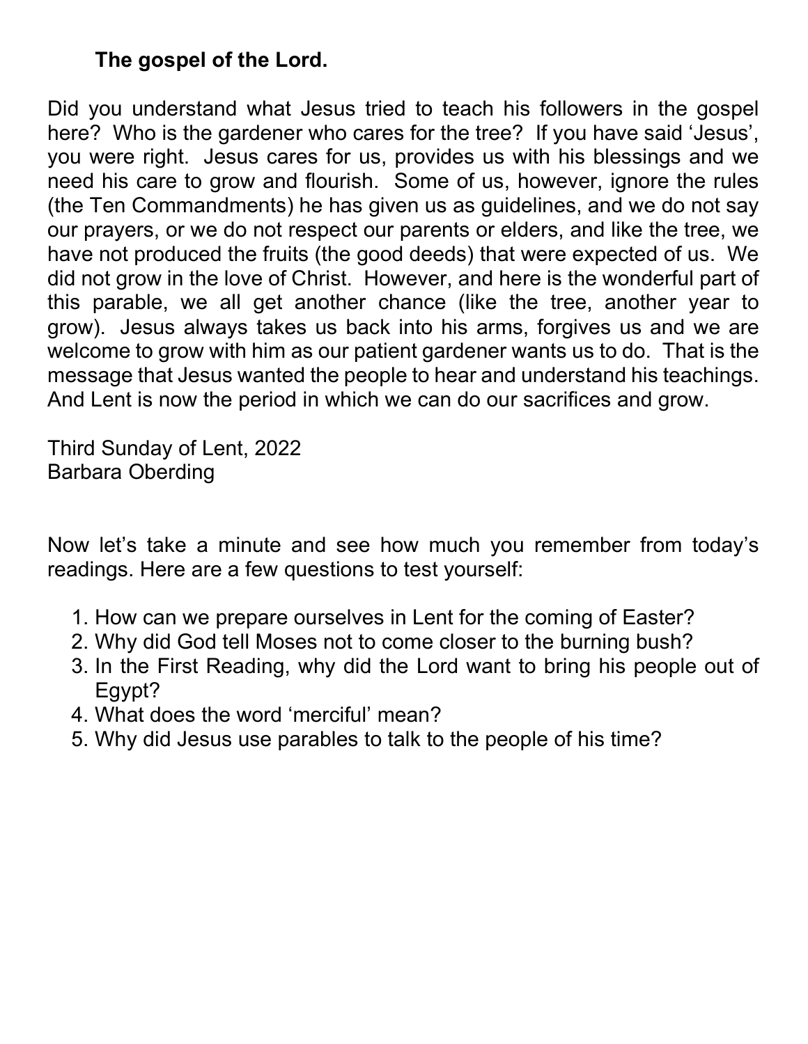**The gospel of the Lord.**

Did you understand what Jesus tried to teach his followers in the gospel here? Who is the gardener who cares for the tree? If you have said 'Jesus', you were right. Jesus cares for us, provides us with his blessings and we need his care to grow and flourish. Some of us, however, ignore the rules (the Ten Commandments) he has given us as guidelines, and we do not say our prayers, or we do not respect our parents or elders, and like the tree, we have not produced the fruits (the good deeds) that were expected of us. We did not grow in the love of Christ. However, and here is the wonderful part of this parable, we all get another chance (like the tree, another year to grow). Jesus always takes us back into his arms, forgives us and we are welcome to grow with him as our patient gardener wants us to do. That is the message that Jesus wanted the people to hear and understand his teachings. And Lent is now the period in which we can do our sacrifices and grow.

Third Sunday of Lent, 2022
Barbara Oberding

Now let's take a minute and see how much you remember from today's readings. Here are a few questions to test yourself:

1. How can we prepare ourselves in Lent for the coming of Easter?
2. Why did God tell Moses not to come closer to the burning bush?
3. In the First Reading, why did the Lord want to bring his people out of Egypt?
4. What does the word 'merciful' mean?
5. Why did Jesus use parables to talk to the people of his time?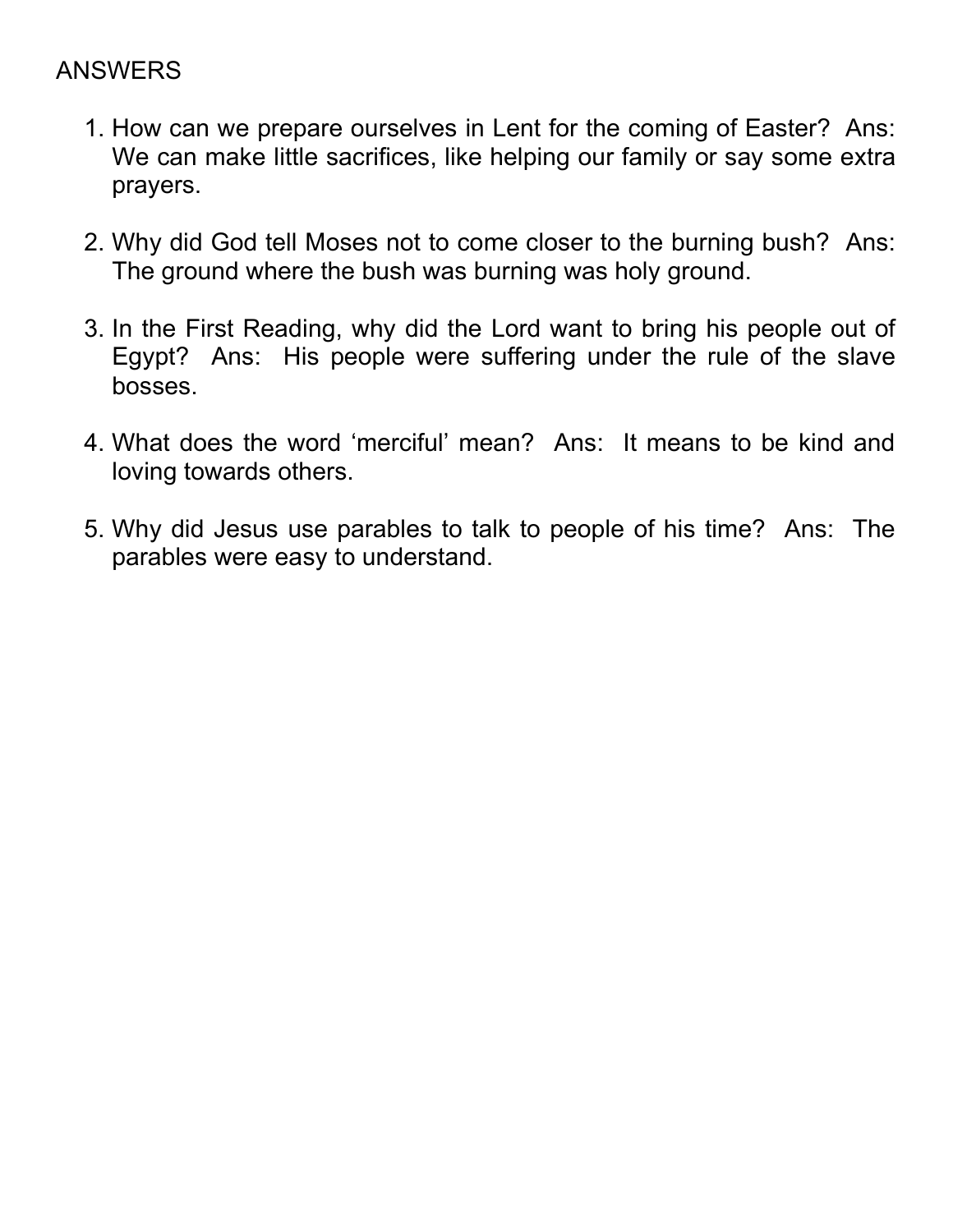ANSWERS

1. How can we prepare ourselves in Lent for the coming of Easter? Ans: We can make little sacrifices, like helping our family or say some extra prayers.

2. Why did God tell Moses not to come closer to the burning bush? Ans: The ground where the bush was burning was holy ground.

3. In the First Reading, why did the Lord want to bring his people out of Egypt? Ans: His people were suffering under the rule of the slave bosses.

4. What does the word 'merciful' mean? Ans: It means to be kind and loving towards others.

5. Why did Jesus use parables to talk to people of his time? Ans: The parables were easy to understand.